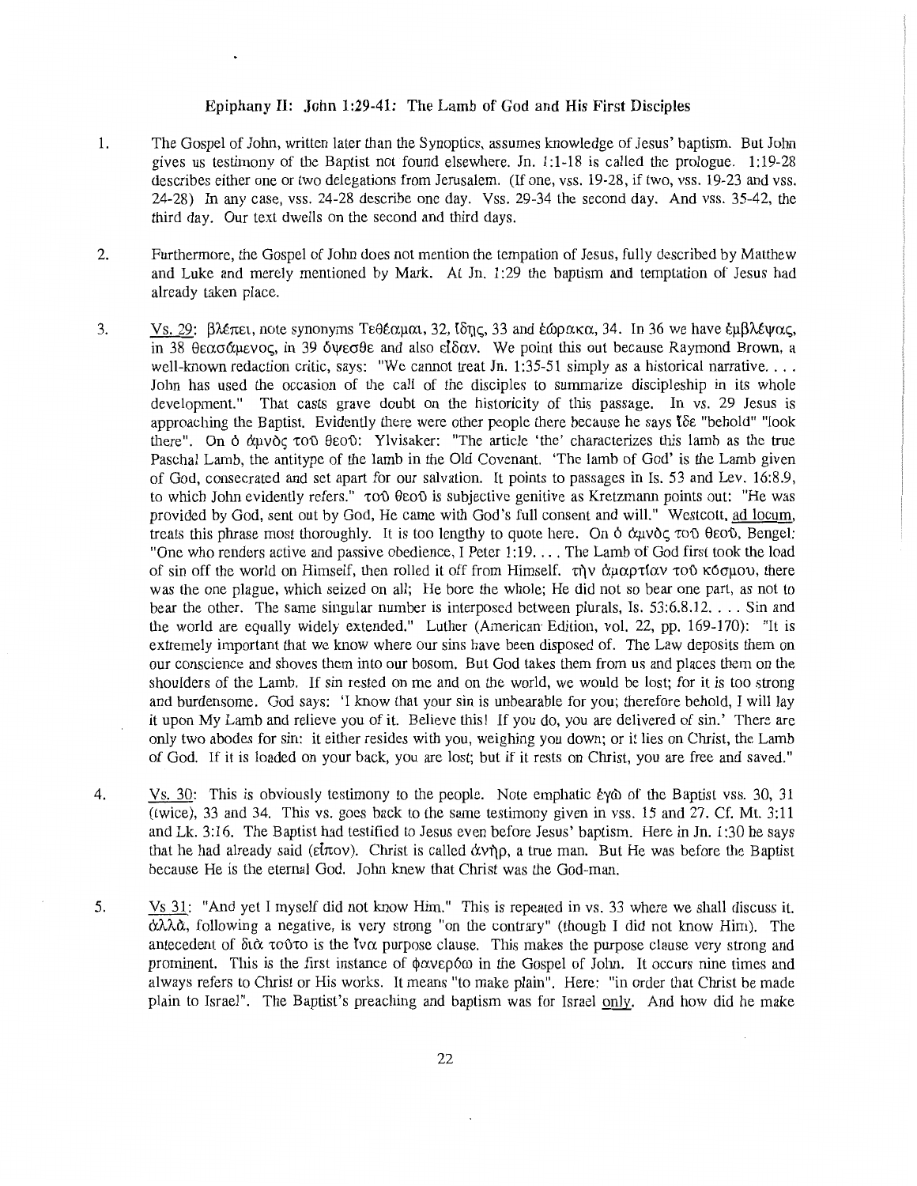## Epiphany II: John 1:29-41: The Lamb of God and His First Disciples

1. The Gospel of John, written later than the Synoptics, assumes knowledge of Jesus' baptism. But John gives us testimony of the Baptist not found elsewhere. Jn. 1:1-18 is called the prologue. 1:19-28 describes either one or two delegations from Jerusalem. (If one, vss. 19-28, if two, vss. 19-23 and vss. 24-28) In any case, vss. 24-28 describe one day. Vss. 29-34 the second day. And vss. 35-42, the third day. Our text dwells on the second and third days.

2. Furthermore, the Gospel of John does not mention the tempation of Jesus, fully described by Matthew and Luke and merely mentioned by Mark. At Jn. 1:29 the baptism and temptation of Jesus had already taken place.

3. Vs. 29: βλέπει, note synonyms Τεθέαμαι, 32, ἴδῃς, 33 and ἑώρακα, 34. In 36 we have ἐμβλέψας, in 38 θεασάμενος, in 39 ὄψεσθε and also εἶδαν. We point this out because Raymond Brown, a well-known redaction critic, says: "We cannot treat Jn. 1:35-51 simply as a historical narrative. . . . John has used the occasion of the call of the disciples to summarize discipleship in its whole development." That casts grave doubt on the historicity of this passage. In vs. 29 Jesus is approaching the Baptist. Evidently there were other people there because he says ἴδε "behold" "look there". On ὁ ἀμνὸς τοῦ θεοῦ: Ylvisaker: "The article 'the' characterizes this lamb as the true Paschal Lamb, the antitype of the lamb in the Old Covenant. 'The lamb of God' is the Lamb given of God, consecrated and set apart for our salvation. It points to passages in Is. 53 and Lev. 16:8.9, to which John evidently refers." τοῦ θεοῦ is subjective genitive as Kretzmann points out: "He was provided by God, sent out by God, He came with God's full consent and will." Westcott, ad locum, treats this phrase most thoroughly. It is too lengthy to quote here. On ὁ ἀμνὸς τοῦ θεοῦ, Bengel: "One who renders active and passive obedience, I Peter 1:19. . . . The Lamb of God first took the load of sin off the world on Himself, then rolled it off from Himself. τὴν ἁμαρτίαν τοῦ κόσμου, there was the one plague, which seized on all; He bore the whole; He did not so bear one part, as not to bear the other. The same singular number is interposed between plurals, Is. 53:6.8.12. . . . Sin and the world are equally widely extended." Luther (American Edition, vol. 22, pp. 169-170): "It is extremely important that we know where our sins have been disposed of. The Law deposits them on our conscience and shoves them into our bosom. But God takes them from us and places them on the shoulders of the Lamb. If sin rested on me and on the world, we would be lost; for it is too strong and burdensome. God says: 'I know that your sin is unbearable for you; therefore behold, I will lay it upon My Lamb and relieve you of it. Believe this! If you do, you are delivered of sin.' There are only two abodes for sin: it either resides with you, weighing you down; or it lies on Christ, the Lamb of God. If it is loaded on your back, you are lost; but if it rests on Christ, you are free and saved."

4. Vs. 30: This is obviously testimony to the people. Note emphatic ἐγώ of the Baptist vss. 30, 31 (twice), 33 and 34. This vs. goes back to the same testimony given in vss. 15 and 27. Cf. Mt. 3:11 and Lk. 3:16. The Baptist had testified to Jesus even before Jesus' baptism. Here in Jn. 1:30 he says that he had already said (εἶπον). Christ is called ἀνὴρ, a true man. But He was before the Baptist because He is the eternal God. John knew that Christ was the God-man.

5. Vs 31: "And yet I myself did not know Him." This is repeated in vs. 33 where we shall discuss it. ἀλλά, following a negative, is very strong "on the contrary" (though I did not know Him). The antecedent of διὰ τοῦτο is the ἵνα purpose clause. This makes the purpose clause very strong and prominent. This is the first instance of φανερόω in the Gospel of John. It occurs nine times and always refers to Christ or His works. It means "to make plain". Here: "in order that Christ be made plain to Israel". The Baptist's preaching and baptism was for Israel only. And how did he make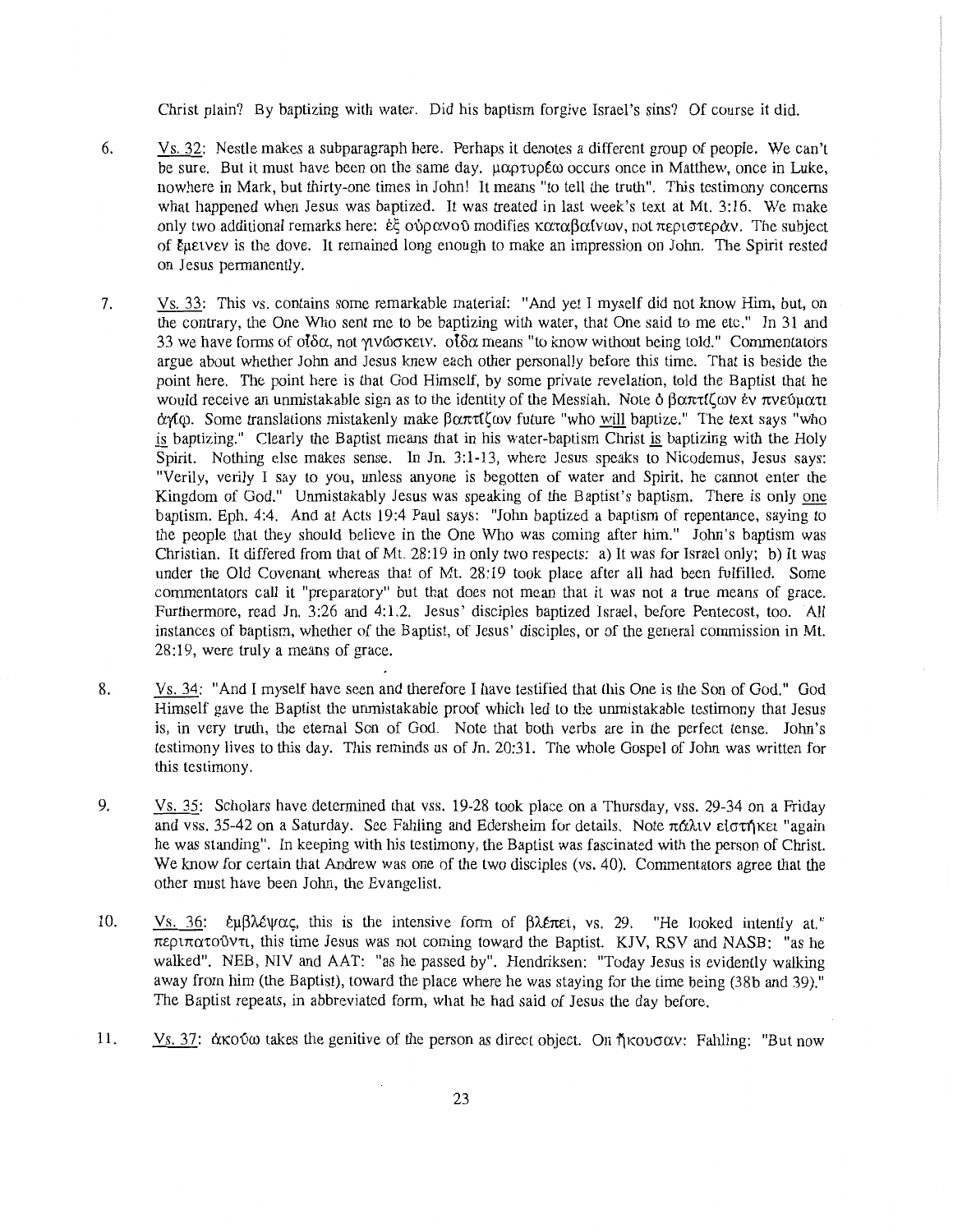Christ plain? By baptizing with water. Did his baptism forgive Israel's sins? Of course it did.

6. Vs. 32: Nestle makes a subparagraph here. Perhaps it denotes a different group of people. We can't be sure. But it must have been on the same day. μαρτυρέω occurs once in Matthew, once in Luke, nowhere in Mark, but thirty-one times in John! It means "to tell the truth". This testimony concerns what happened when Jesus was baptized. It was treated in last week's text at Mt. 3:16. We make only two additional remarks here: ἐξ οὐρανοῦ modifies καταβαίνων, not περιστερὰν. The subject of ἔμεινεν is the dove. It remained long enough to make an impression on John. The Spirit rested on Jesus permanently.

7. Vs. 33: This vs. contains some remarkable material: "And yet I myself did not know Him, but, on the contrary, the One Who sent me to be baptizing with water, that One said to me etc." In 31 and 33 we have forms of οἶδα, not γινώσκειν. οἶδα means "to know without being told." Commentators argue about whether John and Jesus knew each other personally before this time. That is beside the point here. The point here is that God Himself, by some private revelation, told the Baptist that he would receive an unmistakable sign as to the identity of the Messiah. Note ὁ βαπτίζων ἐν πνεύματι ἁγίῳ. Some translations mistakenly make βαπτίζων future "who will baptize." The text says "who is baptizing." Clearly the Baptist means that in his water-baptism Christ is baptizing with the Holy Spirit. Nothing else makes sense. In Jn. 3:1-13, where Jesus speaks to Nicodemus, Jesus says: "Verily, verily I say to you, unless anyone is begotten of water and Spirit, he cannot enter the Kingdom of God." Unmistakably Jesus was speaking of the Baptist's baptism. There is only one baptism. Eph. 4:4. And at Acts 19:4 Paul says: "John baptized a baptism of repentance, saying to the people that they should believe in the One Who was coming after him." John's baptism was Christian. It differed from that of Mt. 28:19 in only two respects: a) It was for Israel only; b) It was under the Old Covenant whereas that of Mt. 28:19 took place after all had been fulfilled. Some commentators call it "preparatory" but that does not mean that it was not a true means of grace. Furthermore, read Jn. 3:26 and 4:1,2. Jesus' disciples baptized Israel, before Pentecost, too. All instances of baptism, whether of the Baptist, of Jesus' disciples, or of the general commission in Mt. 28:19, were truly a means of grace.

8. Vs. 34: "And I myself have seen and therefore I have testified that this One is the Son of God." God Himself gave the Baptist the unmistakable proof which led to the unmistakable testimony that Jesus is, in very truth, the eternal Son of God. Note that both verbs are in the perfect tense. John's testimony lives to this day. This reminds us of Jn. 20:31. The whole Gospel of John was written for this testimony.

9. Vs. 35: Scholars have determined that vss. 19-28 took place on a Thursday, vss. 29-34 on a Friday and vss. 35-42 on a Saturday. See Fahling and Edersheim for details. Note πάλιν εἱστήκει "again he was standing". In keeping with his testimony, the Baptist was fascinated with the person of Christ. We know for certain that Andrew was one of the two disciples (vs. 40). Commentators agree that the other must have been John, the Evangelist.

10. Vs. 36: ἐμβλέψας, this is the intensive form of βλέπει, vs. 29. "He looked intently at." περιπατοῦντι, this time Jesus was not coming toward the Baptist. KJV, RSV and NASB: "as he walked". NEB, NIV and AAT: "as he passed by". Hendriksen: "Today Jesus is evidently walking away from him (the Baptist), toward the place where he was staying for the time being (38b and 39)." The Baptist repeats, in abbreviated form, what he had said of Jesus the day before.

11. Vs. 37: ἀκούω takes the genitive of the person as direct object. On ἤκουσαν: Fahling: "But now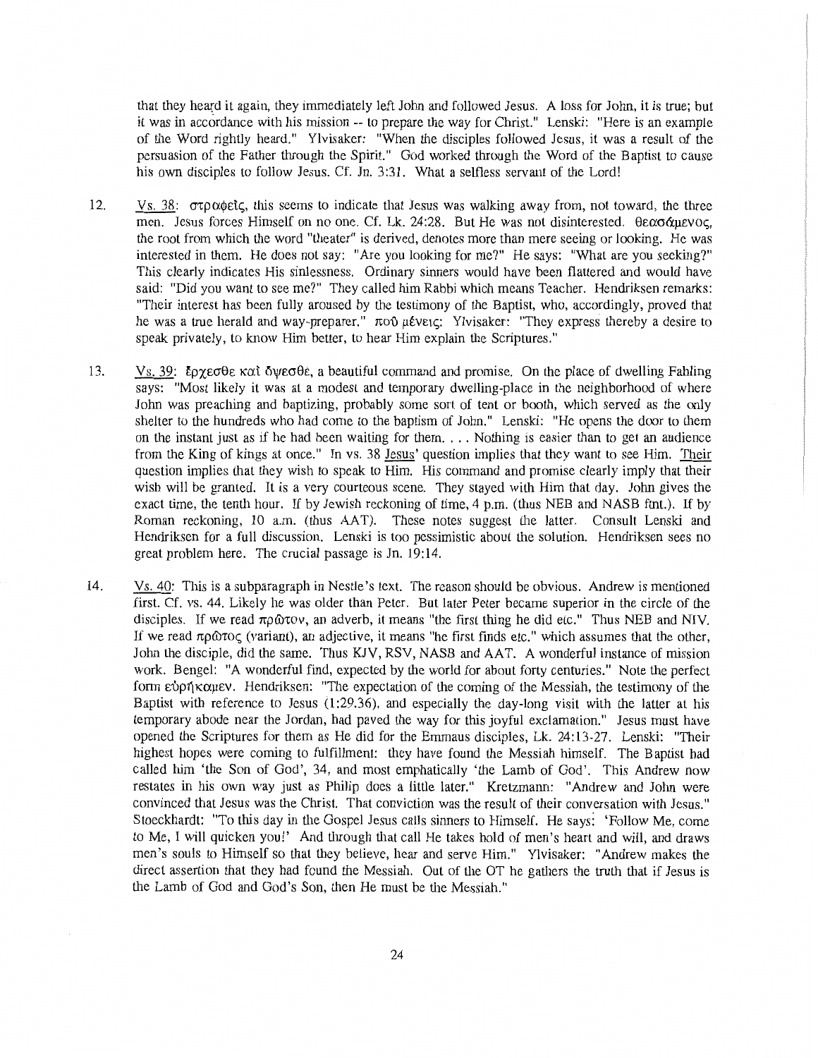that they heard it again, they immediately left John and followed Jesus. A loss for John, it is true; but it was in accordance with his mission -- to prepare the way for Christ." Lenski: "Here is an example of the Word rightly heard." Ylvisaker: "When the disciples followed Jesus, it was a result of the persuasion of the Father through the Spirit." God worked through the Word of the Baptist to cause his own disciples to follow Jesus. Cf. Jn. 3:31. What a selfless servant of the Lord!

12. Vs. 38: στραφεὶς, this seems to indicate that Jesus was walking away from, not toward, the three men. Jesus forces Himself on no one. Cf. Lk. 24:28. But He was not disinterested. θεασάμενος, the root from which the word "theater" is derived, denotes more than mere seeing or looking. He was interested in them. He does not say: "Are you looking for me?" He says: "What are you seeking?" This clearly indicates His sinlessness. Ordinary sinners would have been flattered and would have said: "Did you want to see me?" They called him Rabbi which means Teacher. Hendriksen remarks: "Their interest has been fully aroused by the testimony of the Baptist, who, accordingly, proved that he was a true herald and way-preparer." ποῦ μένεις: Ylvisaker: "They express thereby a desire to speak privately, to know Him better, to hear Him explain the Scriptures."

13. Vs. 39: ἔρχεσθε καὶ ὄψεσθε, a beautiful command and promise. On the place of dwelling Fahling says: "Most likely it was at a modest and temporary dwelling-place in the neighborhood of where John was preaching and baptizing, probably some sort of tent or booth, which served as the only shelter to the hundreds who had come to the baptism of John." Lenski: "He opens the door to them on the instant just as if he had been waiting for them. . . . Nothing is easier than to get an audience from the King of kings at once." In vs. 38 Jesus' question implies that they want to see Him. Their question implies that they wish to speak to Him. His command and promise clearly imply that their wish will be granted. It is a very courteous scene. They stayed with Him that day. John gives the exact time, the tenth hour. If by Jewish reckoning of time, 4 p.m. (thus NEB and NASB ftnt.). If by Roman reckoning, 10 a.m. (thus AAT). These notes suggest the latter. Consult Lenski and Hendriksen for a full discussion. Lenski is too pessimistic about the solution. Hendriksen sees no great problem here. The crucial passage is Jn. 19:14.

14. Vs. 40: This is a subparagraph in Nestle's text. The reason should be obvious. Andrew is mentioned first. Cf. vs. 44. Likely he was older than Peter. But later Peter became superior in the circle of the disciples. If we read πρῶτον, an adverb, it means "the first thing he did etc." Thus NEB and NIV. If we read πρῶτος (variant), an adjective, it means "he first finds etc." which assumes that the other, John the disciple, did the same. Thus KJV, RSV, NASB and AAT. A wonderful instance of mission work. Bengel: "A wonderful find, expected by the world for about forty centuries." Note the perfect form εὑρήκαμεν. Hendriksen: "The expectation of the coming of the Messiah, the testimony of the Baptist with reference to Jesus (1:29.36), and especially the day-long visit with the latter at his temporary abode near the Jordan, had paved the way for this joyful exclamation." Jesus must have opened the Scriptures for them as He did for the Emmaus disciples, Lk. 24:13-27. Lenski: "Their highest hopes were coming to fulfillment: they have found the Messiah himself. The Baptist had called him 'the Son of God', 34, and most emphatically 'the Lamb of God'. This Andrew now restates in his own way just as Philip does a little later." Kretzmann: "Andrew and John were convinced that Jesus was the Christ. That conviction was the result of their conversation with Jesus." Stoeckhardt: "To this day in the Gospel Jesus calls sinners to Himself. He says: 'Follow Me, come to Me, I will quicken you!' And through that call He takes hold of men's heart and will, and draws men's souls to Himself so that they believe, hear and serve Him." Ylvisaker: "Andrew makes the direct assertion that they had found the Messiah. Out of the OT he gathers the truth that if Jesus is the Lamb of God and God's Son, then He must be the Messiah."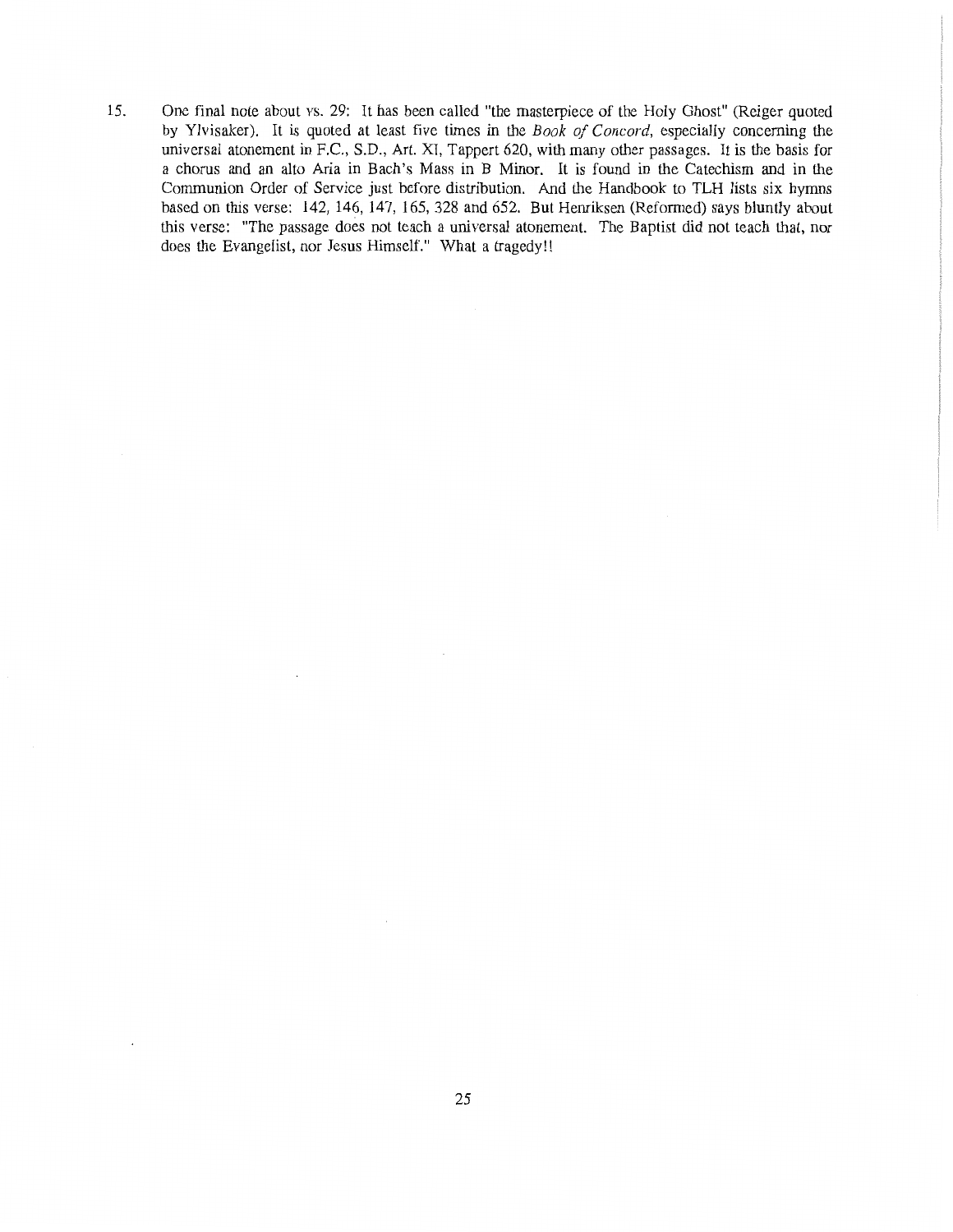15. One final note about vs. 29: It has been called "the masterpiece of the Holy Ghost" (Reiger quoted by Ylvisaker). It is quoted at least five times in the *Book of Concord*, especially concerning the universal atonement in F.C., S.D., Art. XI, Tappert 620, with many other passages. It is the basis for a chorus and an alto Aria in Bach's Mass in B Minor. It is found in the Catechism and in the Communion Order of Service just before distribution. And the Handbook to TLH lists six hymns based on this verse: 142, 146, 147, 165, 328 and 652. But Henriksen (Reformed) says bluntly about this verse: "The passage does not teach a universal atonement. The Baptist did not teach that, nor does the Evangelist, nor Jesus Himself." What a tragedy!!